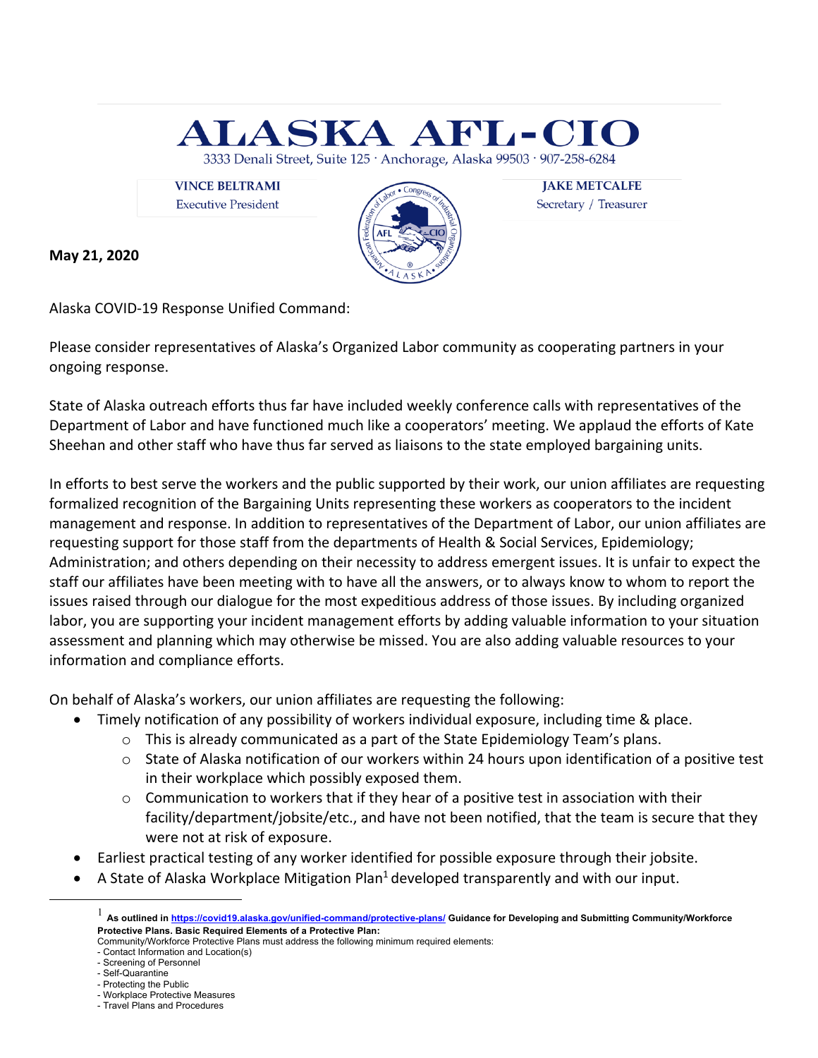# ALASKA AFL-CIO

3333 Denali Street, Suite 125 · Anchorage, Alaska 99503 · 907-258-6284

**VINCE BELTRAMI**
Executive President

**JAKE METCALFE**
Secretary / Treasurer

**May 21, 2020**

Alaska COVID-19 Response Unified Command:

Please consider representatives of Alaska's Organized Labor community as cooperating partners in your ongoing response.

State of Alaska outreach efforts thus far have included weekly conference calls with representatives of the Department of Labor and have functioned much like a cooperators' meeting. We applaud the efforts of Kate Sheehan and other staff who have thus far served as liaisons to the state employed bargaining units.

In efforts to best serve the workers and the public supported by their work, our union affiliates are requesting formalized recognition of the Bargaining Units representing these workers as cooperators to the incident management and response. In addition to representatives of the Department of Labor, our union affiliates are requesting support for those staff from the departments of Health & Social Services, Epidemiology; Administration; and others depending on their necessity to address emergent issues. It is unfair to expect the staff our affiliates have been meeting with to have all the answers, or to always know to whom to report the issues raised through our dialogue for the most expeditious address of those issues. By including organized labor, you are supporting your incident management efforts by adding valuable information to your situation assessment and planning which may otherwise be missed. You are also adding valuable resources to your information and compliance efforts.

On behalf of Alaska's workers, our union affiliates are requesting the following:

- Timely notification of any possibility of workers individual exposure, including time & place.
  - This is already communicated as a part of the State Epidemiology Team's plans.
  - State of Alaska notification of our workers within 24 hours upon identification of a positive test in their workplace which possibly exposed them.
  - Communication to workers that if they hear of a positive test in association with their facility/department/jobsite/etc., and have not been notified, that the team is secure that they were not at risk of exposure.
- Earliest practical testing of any worker identified for possible exposure through their jobsite.
- A State of Alaska Workplace Mitigation Plan[1] developed transparently and with our input.

---

[1] **As outlined in https://covid19.alaska.gov/unified-command/protective-plans/ Guidance for Developing and Submitting Community/Workforce Protective Plans. Basic Required Elements of a Protective Plan:**
Community/Workforce Protective Plans must address the following minimum required elements:
- Contact Information and Location(s)
- Screening of Personnel
- Self-Quarantine
- Protecting the Public
- Workplace Protective Measures
- Travel Plans and Procedures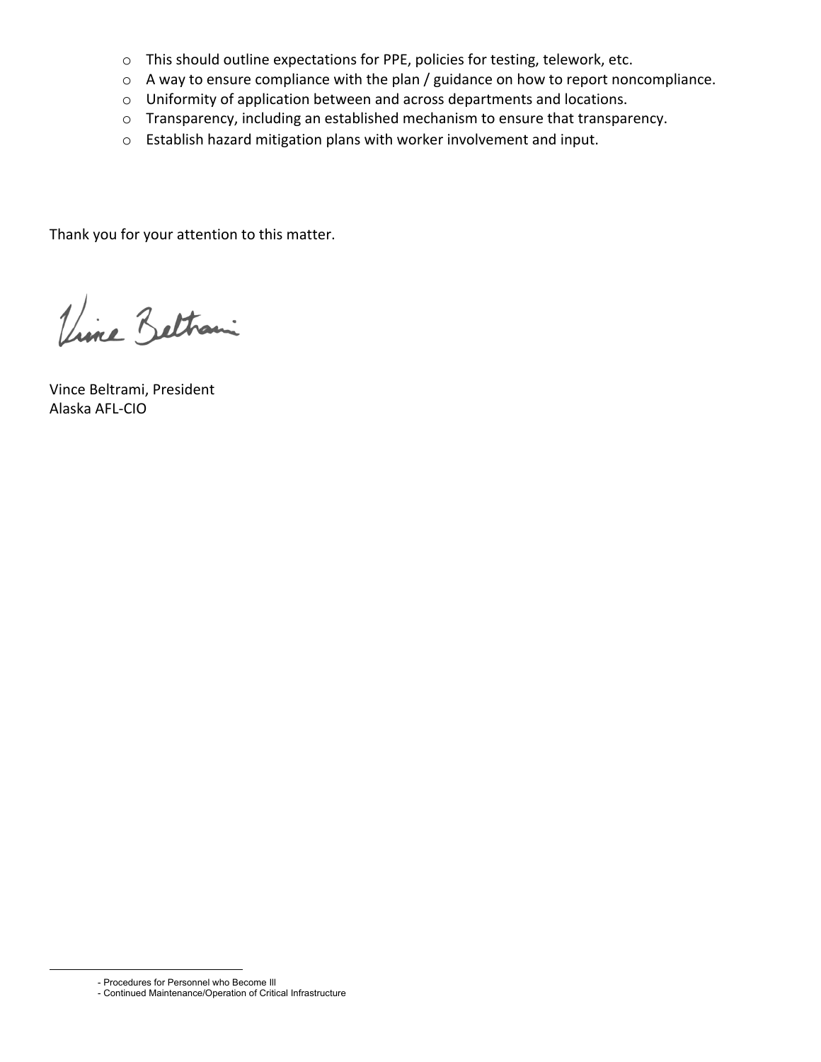- This should outline expectations for PPE, policies for testing, telework, etc.
- A way to ensure compliance with the plan / guidance on how to report noncompliance.
- Uniformity of application between and across departments and locations.
- Transparency, including an established mechanism to ensure that transparency.
- Establish hazard mitigation plans with worker involvement and input.

Thank you for your attention to this matter.

Vince Beltrami

Vince Beltrami, President
Alaska AFL-CIO

---

- Procedures for Personnel who Become Ill
- Continued Maintenance/Operation of Critical Infrastructure